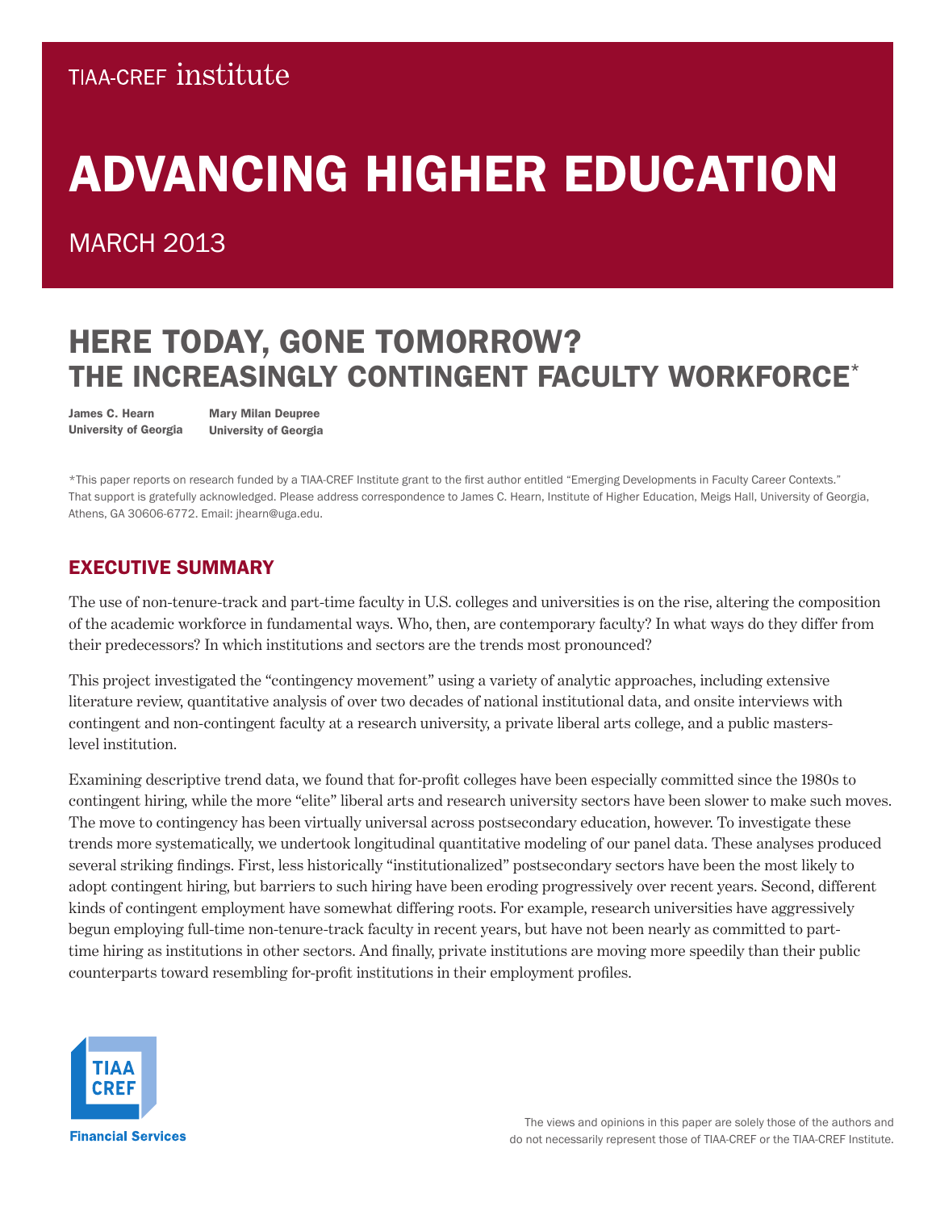TIAA-CREF institute

# ADVANCING HIGHER EDUCATION

MARCH 2013

## HERE TODAY, GONE TOMORROW? THE INCREASINGLY CONTINGENT FACULTY WORKFORCE*

**James C. Hearn**
**University of Georgia**

**Mary Milan Deupree**
**University of Georgia**

*This paper reports on research funded by a TIAA-CREF Institute grant to the first author entitled "Emerging Developments in Faculty Career Contexts." That support is gratefully acknowledged. Please address correspondence to James C. Hearn, Institute of Higher Education, Meigs Hall, University of Georgia, Athens, GA 30606-6772. Email: jhearn@uga.edu.

## EXECUTIVE SUMMARY

The use of non-tenure-track and part-time faculty in U.S. colleges and universities is on the rise, altering the composition of the academic workforce in fundamental ways. Who, then, are contemporary faculty? In what ways do they differ from their predecessors? In which institutions and sectors are the trends most pronounced?

This project investigated the "contingency movement" using a variety of analytic approaches, including extensive literature review, quantitative analysis of over two decades of national institutional data, and onsite interviews with contingent and non-contingent faculty at a research university, a private liberal arts college, and a public masters-level institution.

Examining descriptive trend data, we found that for-profit colleges have been especially committed since the 1980s to contingent hiring, while the more "elite" liberal arts and research university sectors have been slower to make such moves. The move to contingency has been virtually universal across postsecondary education, however. To investigate these trends more systematically, we undertook longitudinal quantitative modeling of our panel data. These analyses produced several striking findings. First, less historically "institutionalized" postsecondary sectors have been the most likely to adopt contingent hiring, but barriers to such hiring have been eroding progressively over recent years. Second, different kinds of contingent employment have somewhat differing roots. For example, research universities have aggressively begun employing full-time non-tenure-track faculty in recent years, but have not been nearly as committed to part-time hiring as institutions in other sectors. And finally, private institutions are moving more speedily than their public counterparts toward resembling for-profit institutions in their employment profiles.

TIAA CREF Financial Services

The views and opinions in this paper are solely those of the authors and do not necessarily represent those of TIAA-CREF or the TIAA-CREF Institute.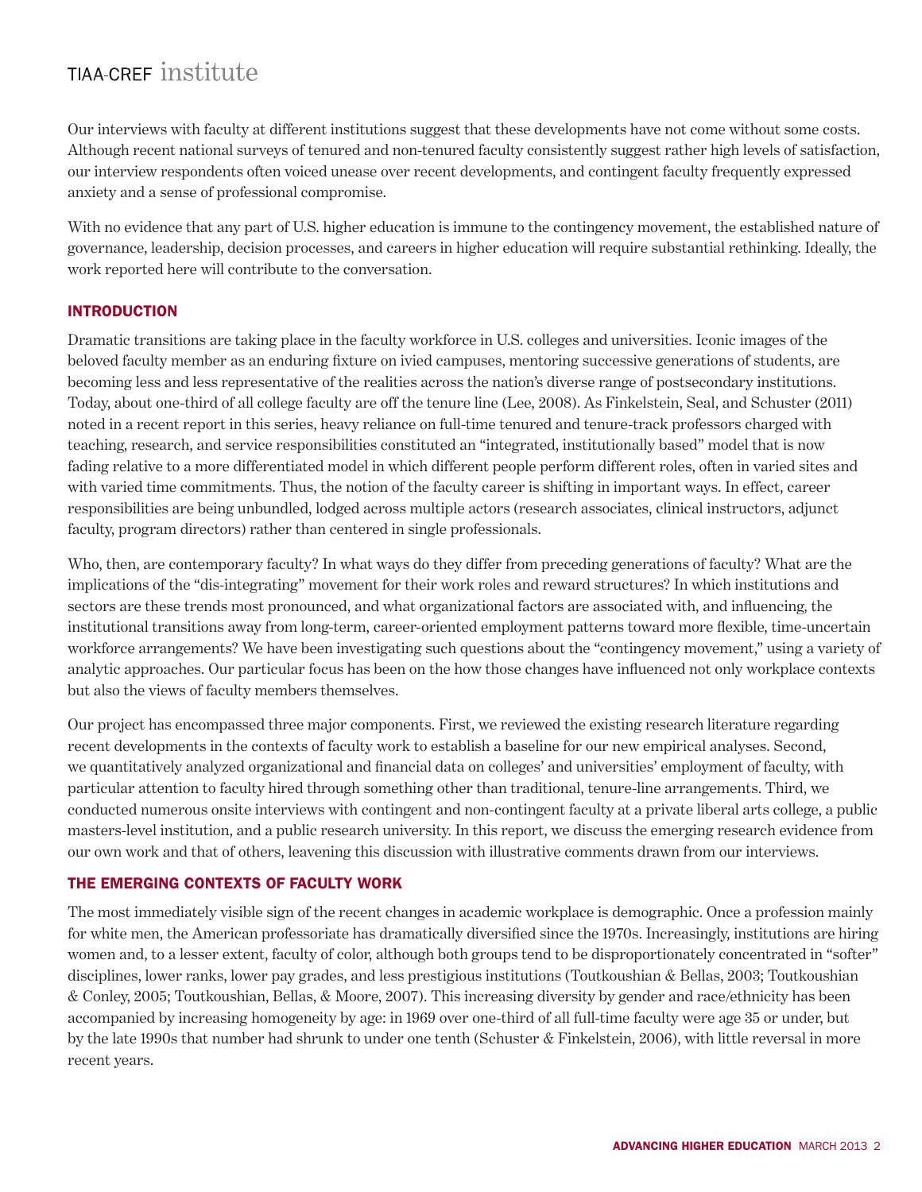Our interviews with faculty at different institutions suggest that these developments have not come without some costs. Although recent national surveys of tenured and non-tenured faculty consistently suggest rather high levels of satisfaction, our interview respondents often voiced unease over recent developments, and contingent faculty frequently expressed anxiety and a sense of professional compromise.

With no evidence that any part of U.S. higher education is immune to the contingency movement, the established nature of governance, leadership, decision processes, and careers in higher education will require substantial rethinking. Ideally, the work reported here will contribute to the conversation.

## INTRODUCTION

Dramatic transitions are taking place in the faculty workforce in U.S. colleges and universities. Iconic images of the beloved faculty member as an enduring fixture on ivied campuses, mentoring successive generations of students, are becoming less and less representative of the realities across the nation's diverse range of postsecondary institutions. Today, about one-third of all college faculty are off the tenure line (Lee, 2008). As Finkelstein, Seal, and Schuster (2011) noted in a recent report in this series, heavy reliance on full-time tenured and tenure-track professors charged with teaching, research, and service responsibilities constituted an "integrated, institutionally based" model that is now fading relative to a more differentiated model in which different people perform different roles, often in varied sites and with varied time commitments. Thus, the notion of the faculty career is shifting in important ways. In effect, career responsibilities are being unbundled, lodged across multiple actors (research associates, clinical instructors, adjunct faculty, program directors) rather than centered in single professionals.

Who, then, are contemporary faculty? In what ways do they differ from preceding generations of faculty? What are the implications of the "dis-integrating" movement for their work roles and reward structures? In which institutions and sectors are these trends most pronounced, and what organizational factors are associated with, and influencing, the institutional transitions away from long-term, career-oriented employment patterns toward more flexible, time-uncertain workforce arrangements? We have been investigating such questions about the "contingency movement," using a variety of analytic approaches. Our particular focus has been on the how those changes have influenced not only workplace contexts but also the views of faculty members themselves.

Our project has encompassed three major components. First, we reviewed the existing research literature regarding recent developments in the contexts of faculty work to establish a baseline for our new empirical analyses. Second, we quantitatively analyzed organizational and financial data on colleges' and universities' employment of faculty, with particular attention to faculty hired through something other than traditional, tenure-line arrangements. Third, we conducted numerous onsite interviews with contingent and non-contingent faculty at a private liberal arts college, a public masters-level institution, and a public research university. In this report, we discuss the emerging research evidence from our own work and that of others, leavening this discussion with illustrative comments drawn from our interviews.

## THE EMERGING CONTEXTS OF FACULTY WORK

The most immediately visible sign of the recent changes in academic workplace is demographic. Once a profession mainly for white men, the American professoriate has dramatically diversified since the 1970s. Increasingly, institutions are hiring women and, to a lesser extent, faculty of color, although both groups tend to be disproportionately concentrated in "softer" disciplines, lower ranks, lower pay grades, and less prestigious institutions (Toutkoushian & Bellas, 2003; Toutkoushian & Conley, 2005; Toutkoushian, Bellas, & Moore, 2007). This increasing diversity by gender and race/ethnicity has been accompanied by increasing homogeneity by age: in 1969 over one-third of all full-time faculty were age 35 or under, but by the late 1990s that number had shrunk to under one tenth (Schuster & Finkelstein, 2006), with little reversal in more recent years.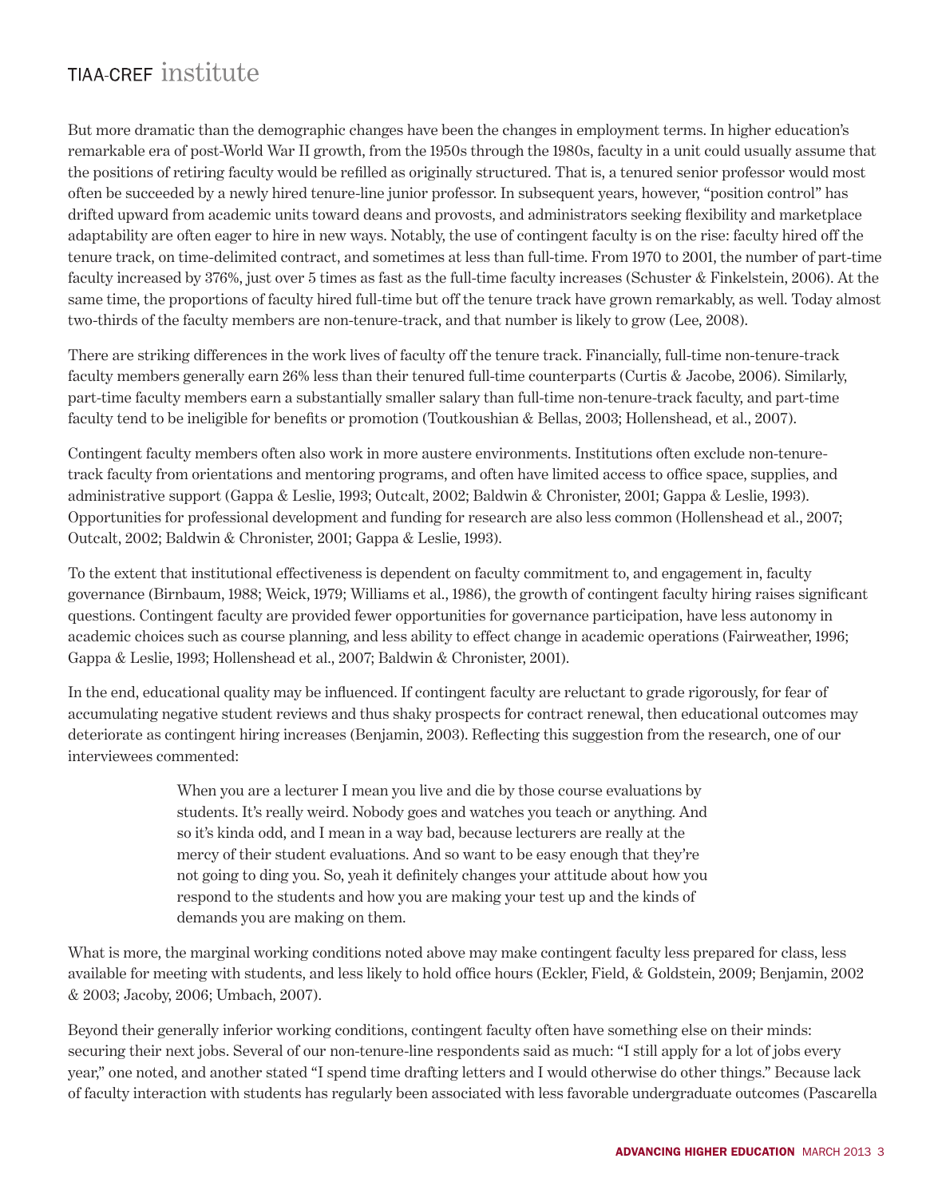But more dramatic than the demographic changes have been the changes in employment terms. In higher education's remarkable era of post-World War II growth, from the 1950s through the 1980s, faculty in a unit could usually assume that the positions of retiring faculty would be refilled as originally structured. That is, a tenured senior professor would most often be succeeded by a newly hired tenure-line junior professor. In subsequent years, however, "position control" has drifted upward from academic units toward deans and provosts, and administrators seeking flexibility and marketplace adaptability are often eager to hire in new ways. Notably, the use of contingent faculty is on the rise: faculty hired off the tenure track, on time-delimited contract, and sometimes at less than full-time. From 1970 to 2001, the number of part-time faculty increased by 376%, just over 5 times as fast as the full-time faculty increases (Schuster & Finkelstein, 2006). At the same time, the proportions of faculty hired full-time but off the tenure track have grown remarkably, as well. Today almost two-thirds of the faculty members are non-tenure-track, and that number is likely to grow (Lee, 2008).

There are striking differences in the work lives of faculty off the tenure track. Financially, full-time non-tenure-track faculty members generally earn 26% less than their tenured full-time counterparts (Curtis & Jacobe, 2006). Similarly, part-time faculty members earn a substantially smaller salary than full-time non-tenure-track faculty, and part-time faculty tend to be ineligible for benefits or promotion (Toutkoushian & Bellas, 2003; Hollenshead, et al., 2007).

Contingent faculty members often also work in more austere environments. Institutions often exclude non-tenure-track faculty from orientations and mentoring programs, and often have limited access to office space, supplies, and administrative support (Gappa & Leslie, 1993; Outcalt, 2002; Baldwin & Chronister, 2001; Gappa & Leslie, 1993). Opportunities for professional development and funding for research are also less common (Hollenshead et al., 2007; Outcalt, 2002; Baldwin & Chronister, 2001; Gappa & Leslie, 1993).

To the extent that institutional effectiveness is dependent on faculty commitment to, and engagement in, faculty governance (Birnbaum, 1988; Weick, 1979; Williams et al., 1986), the growth of contingent faculty hiring raises significant questions. Contingent faculty are provided fewer opportunities for governance participation, have less autonomy in academic choices such as course planning, and less ability to effect change in academic operations (Fairweather, 1996; Gappa & Leslie, 1993; Hollenshead et al., 2007; Baldwin & Chronister, 2001).

In the end, educational quality may be influenced. If contingent faculty are reluctant to grade rigorously, for fear of accumulating negative student reviews and thus shaky prospects for contract renewal, then educational outcomes may deteriorate as contingent hiring increases (Benjamin, 2003). Reflecting this suggestion from the research, one of our interviewees commented:

> When you are a lecturer I mean you live and die by those course evaluations by students. It's really weird. Nobody goes and watches you teach or anything. And so it's kinda odd, and I mean in a way bad, because lecturers are really at the mercy of their student evaluations. And so want to be easy enough that they're not going to ding you. So, yeah it definitely changes your attitude about how you respond to the students and how you are making your test up and the kinds of demands you are making on them.

What is more, the marginal working conditions noted above may make contingent faculty less prepared for class, less available for meeting with students, and less likely to hold office hours (Eckler, Field, & Goldstein, 2009; Benjamin, 2002 & 2003; Jacoby, 2006; Umbach, 2007).

Beyond their generally inferior working conditions, contingent faculty often have something else on their minds: securing their next jobs. Several of our non-tenure-line respondents said as much: "I still apply for a lot of jobs every year," one noted, and another stated "I spend time drafting letters and I would otherwise do other things." Because lack of faculty interaction with students has regularly been associated with less favorable undergraduate outcomes (Pascarella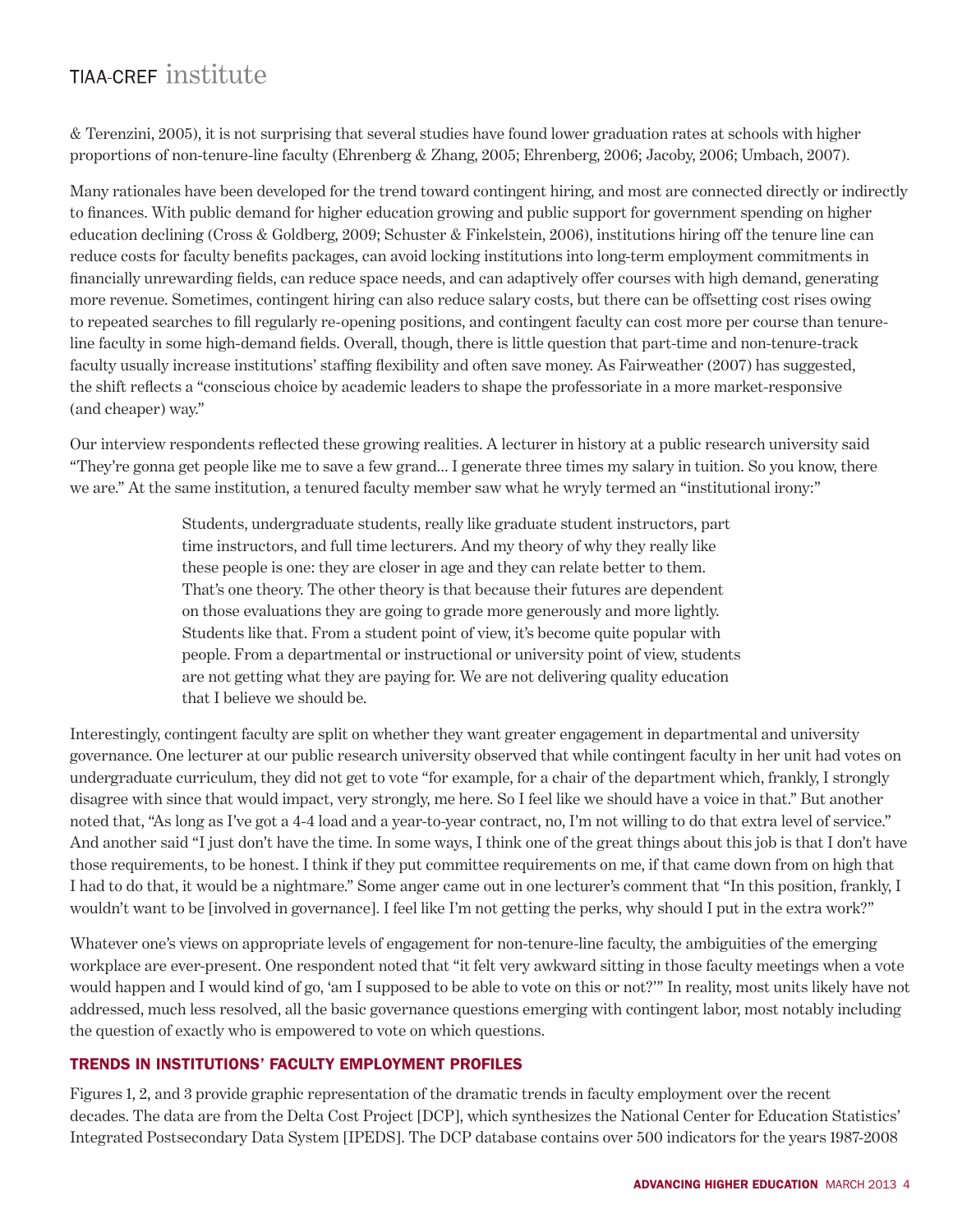& Terenzini, 2005), it is not surprising that several studies have found lower graduation rates at schools with higher proportions of non-tenure-line faculty (Ehrenberg & Zhang, 2005; Ehrenberg, 2006; Jacoby, 2006; Umbach, 2007).

Many rationales have been developed for the trend toward contingent hiring, and most are connected directly or indirectly to finances. With public demand for higher education growing and public support for government spending on higher education declining (Cross & Goldberg, 2009; Schuster & Finkelstein, 2006), institutions hiring off the tenure line can reduce costs for faculty benefits packages, can avoid locking institutions into long-term employment commitments in financially unrewarding fields, can reduce space needs, and can adaptively offer courses with high demand, generating more revenue. Sometimes, contingent hiring can also reduce salary costs, but there can be offsetting cost rises owing to repeated searches to fill regularly re-opening positions, and contingent faculty can cost more per course than tenure-line faculty in some high-demand fields. Overall, though, there is little question that part-time and non-tenure-track faculty usually increase institutions' staffing flexibility and often save money. As Fairweather (2007) has suggested, the shift reflects a "conscious choice by academic leaders to shape the professoriate in a more market-responsive (and cheaper) way."

Our interview respondents reflected these growing realities. A lecturer in history at a public research university said "They're gonna get people like me to save a few grand… I generate three times my salary in tuition. So you know, there we are." At the same institution, a tenured faculty member saw what he wryly termed an "institutional irony:"

> Students, undergraduate students, really like graduate student instructors, part time instructors, and full time lecturers. And my theory of why they really like these people is one: they are closer in age and they can relate better to them. That's one theory. The other theory is that because their futures are dependent on those evaluations they are going to grade more generously and more lightly. Students like that. From a student point of view, it's become quite popular with people. From a departmental or instructional or university point of view, students are not getting what they are paying for. We are not delivering quality education that I believe we should be.

Interestingly, contingent faculty are split on whether they want greater engagement in departmental and university governance. One lecturer at our public research university observed that while contingent faculty in her unit had votes on undergraduate curriculum, they did not get to vote "for example, for a chair of the department which, frankly, I strongly disagree with since that would impact, very strongly, me here. So I feel like we should have a voice in that." But another noted that, "As long as I've got a 4-4 load and a year-to-year contract, no, I'm not willing to do that extra level of service." And another said "I just don't have the time. In some ways, I think one of the great things about this job is that I don't have those requirements, to be honest. I think if they put committee requirements on me, if that came down from on high that I had to do that, it would be a nightmare." Some anger came out in one lecturer's comment that "In this position, frankly, I wouldn't want to be [involved in governance]. I feel like I'm not getting the perks, why should I put in the extra work?"

Whatever one's views on appropriate levels of engagement for non-tenure-line faculty, the ambiguities of the emerging workplace are ever-present. One respondent noted that "it felt very awkward sitting in those faculty meetings when a vote would happen and I would kind of go, 'am I supposed to be able to vote on this or not?'" In reality, most units likely have not addressed, much less resolved, all the basic governance questions emerging with contingent labor, most notably including the question of exactly who is empowered to vote on which questions.

## TRENDS IN INSTITUTIONS' FACULTY EMPLOYMENT PROFILES

Figures 1, 2, and 3 provide graphic representation of the dramatic trends in faculty employment over the recent decades. The data are from the Delta Cost Project [DCP], which synthesizes the National Center for Education Statistics' Integrated Postsecondary Data System [IPEDS]. The DCP database contains over 500 indicators for the years 1987-2008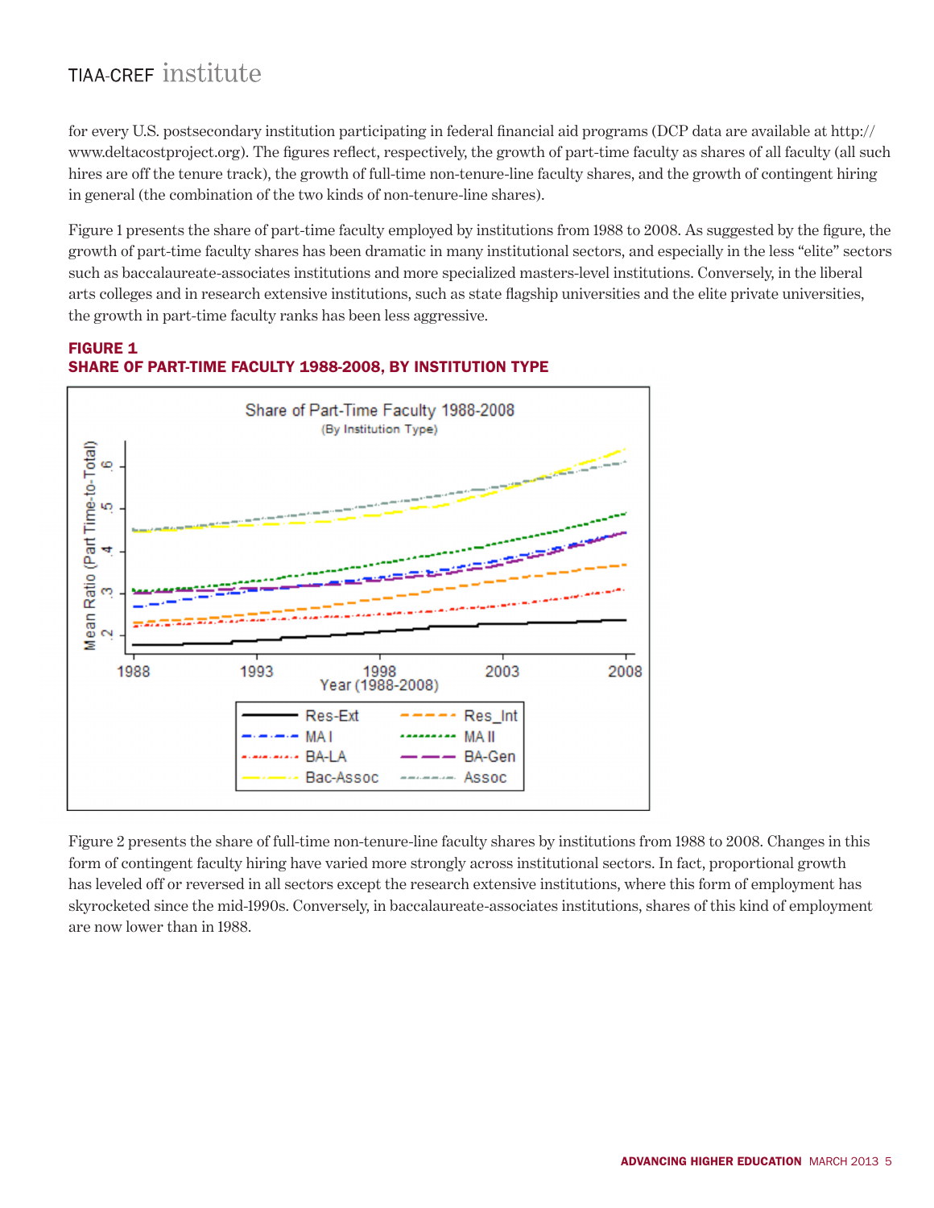for every U.S. postsecondary institution participating in federal financial aid programs (DCP data are available at http://www.deltacostproject.org). The figures reflect, respectively, the growth of part-time faculty as shares of all faculty (all such hires are off the tenure track), the growth of full-time non-tenure-line faculty shares, and the growth of contingent hiring in general (the combination of the two kinds of non-tenure-line shares).

Figure 1 presents the share of part-time faculty employed by institutions from 1988 to 2008. As suggested by the figure, the growth of part-time faculty shares has been dramatic in many institutional sectors, and especially in the less "elite" sectors such as baccalaureate-associates institutions and more specialized masters-level institutions. Conversely, in the liberal arts colleges and in research extensive institutions, such as state flagship universities and the elite private universities, the growth in part-time faculty ranks has been less aggressive.

**FIGURE 1**
**SHARE OF PART-TIME FACULTY 1988-2008, BY INSTITUTION TYPE**

Figure 2 presents the share of full-time non-tenure-line faculty shares by institutions from 1988 to 2008. Changes in this form of contingent faculty hiring have varied more strongly across institutional sectors. In fact, proportional growth has leveled off or reversed in all sectors except the research extensive institutions, where this form of employment has skyrocketed since the mid-1990s. Conversely, in baccalaureate-associates institutions, shares of this kind of employment are now lower than in 1988.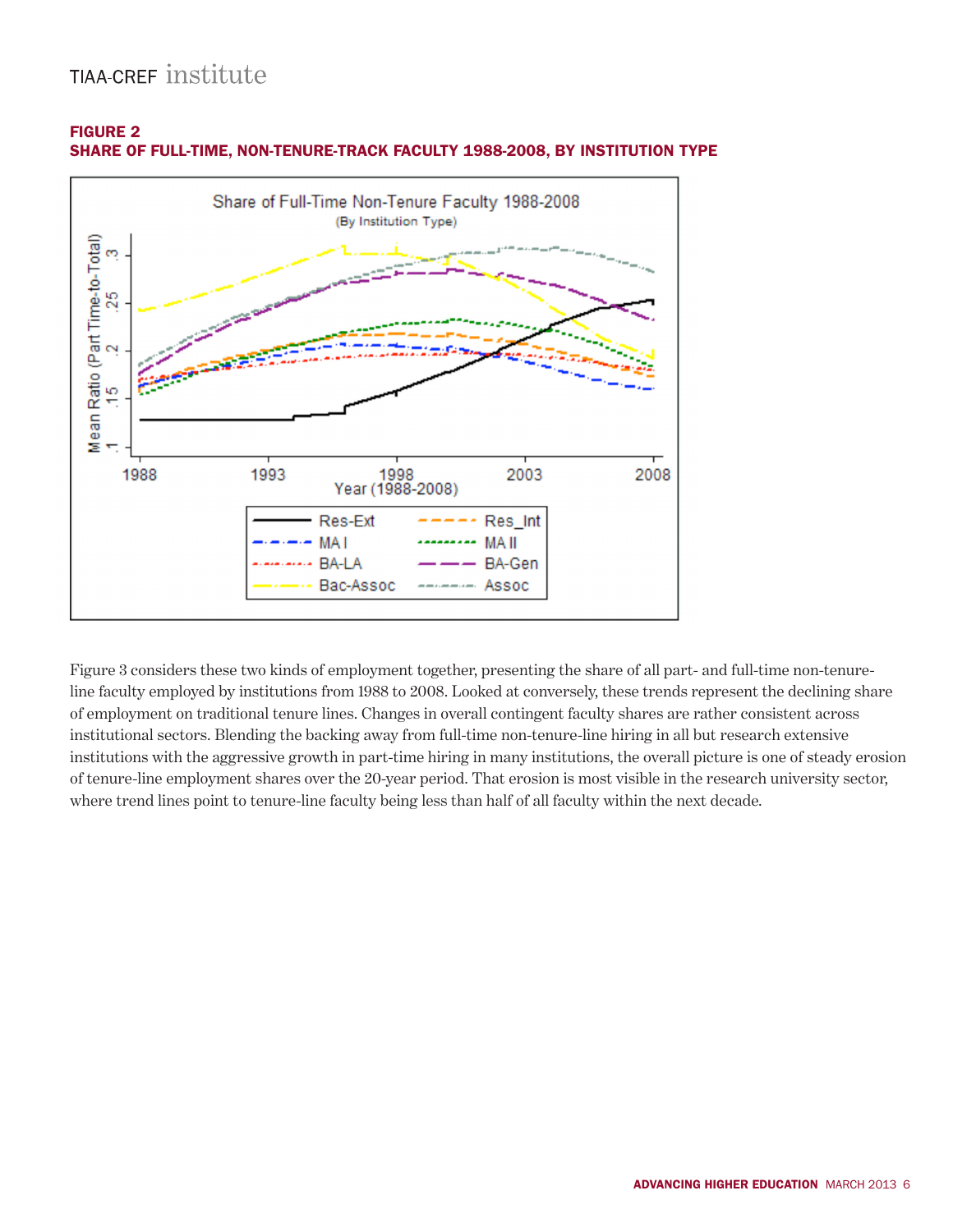**FIGURE 2**
**SHARE OF FULL-TIME, NON-TENURE-TRACK FACULTY 1988-2008, BY INSTITUTION TYPE**

Figure 3 considers these two kinds of employment together, presenting the share of all part- and full-time non-tenure-line faculty employed by institutions from 1988 to 2008. Looked at conversely, these trends represent the declining share of employment on traditional tenure lines. Changes in overall contingent faculty shares are rather consistent across institutional sectors. Blending the backing away from full-time non-tenure-line hiring in all but research extensive institutions with the aggressive growth in part-time hiring in many institutions, the overall picture is one of steady erosion of tenure-line employment shares over the 20-year period. That erosion is most visible in the research university sector, where trend lines point to tenure-line faculty being less than half of all faculty within the next decade.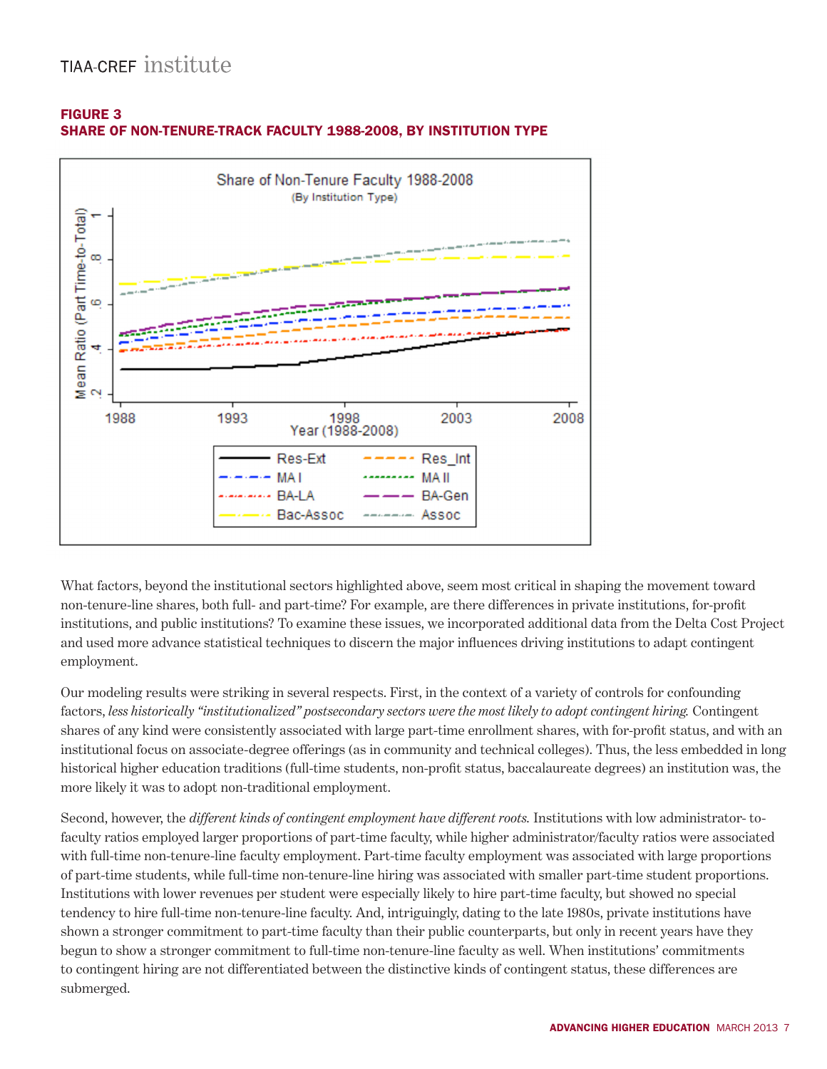**FIGURE 3**
**SHARE OF NON-TENURE-TRACK FACULTY 1988-2008, BY INSTITUTION TYPE**

What factors, beyond the institutional sectors highlighted above, seem most critical in shaping the movement toward non-tenure-line shares, both full- and part-time? For example, are there differences in private institutions, for-profit institutions, and public institutions? To examine these issues, we incorporated additional data from the Delta Cost Project and used more advance statistical techniques to discern the major influences driving institutions to adapt contingent employment.

Our modeling results were striking in several respects. First, in the context of a variety of controls for confounding factors, *less historically "institutionalized" postsecondary sectors were the most likely to adopt contingent hiring.* Contingent shares of any kind were consistently associated with large part-time enrollment shares, with for-profit status, and with an institutional focus on associate-degree offerings (as in community and technical colleges). Thus, the less embedded in long historical higher education traditions (full-time students, non-profit status, baccalaureate degrees) an institution was, the more likely it was to adopt non-traditional employment.

Second, however, the *different kinds of contingent employment have different roots.* Institutions with low administrator- to-faculty ratios employed larger proportions of part-time faculty, while higher administrator/faculty ratios were associated with full-time non-tenure-line faculty employment. Part-time faculty employment was associated with large proportions of part-time students, while full-time non-tenure-line hiring was associated with smaller part-time student proportions. Institutions with lower revenues per student were especially likely to hire part-time faculty, but showed no special tendency to hire full-time non-tenure-line faculty. And, intriguingly, dating to the late 1980s, private institutions have shown a stronger commitment to part-time faculty than their public counterparts, but only in recent years have they begun to show a stronger commitment to full-time non-tenure-line faculty as well. When institutions' commitments to contingent hiring are not differentiated between the distinctive kinds of contingent status, these differences are submerged.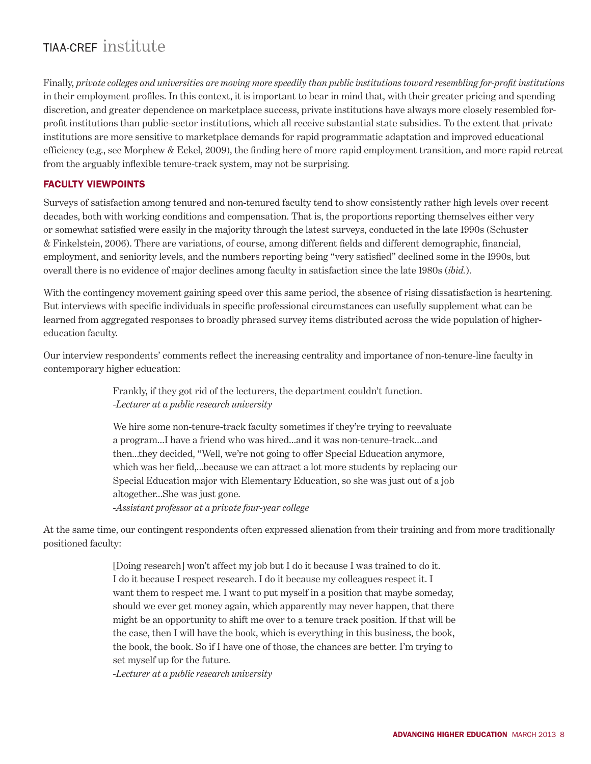Finally, *private colleges and universities are moving more speedily than public institutions toward resembling for-profit institutions* in their employment profiles. In this context, it is important to bear in mind that, with their greater pricing and spending discretion, and greater dependence on marketplace success, private institutions have always more closely resembled for-profit institutions than public-sector institutions, which all receive substantial state subsidies. To the extent that private institutions are more sensitive to marketplace demands for rapid programmatic adaptation and improved educational efficiency (e.g., see Morphew & Eckel, 2009), the finding here of more rapid employment transition, and more rapid retreat from the arguably inflexible tenure-track system, may not be surprising.

## FACULTY VIEWPOINTS

Surveys of satisfaction among tenured and non-tenured faculty tend to show consistently rather high levels over recent decades, both with working conditions and compensation. That is, the proportions reporting themselves either very or somewhat satisfied were easily in the majority through the latest surveys, conducted in the late 1990s (Schuster & Finkelstein, 2006). There are variations, of course, among different fields and different demographic, financial, employment, and seniority levels, and the numbers reporting being "very satisfied" declined some in the 1990s, but overall there is no evidence of major declines among faculty in satisfaction since the late 1980s (*ibid.*).

With the contingency movement gaining speed over this same period, the absence of rising dissatisfaction is heartening. But interviews with specific individuals in specific professional circumstances can usefully supplement what can be learned from aggregated responses to broadly phrased survey items distributed across the wide population of higher-education faculty.

Our interview respondents' comments reflect the increasing centrality and importance of non-tenure-line faculty in contemporary higher education:

> Frankly, if they got rid of the lecturers, the department couldn't function.
> *-Lecturer at a public research university*

> We hire some non-tenure-track faculty sometimes if they're trying to reevaluate a program…I have a friend who was hired…and it was non-tenure-track…and then…they decided, "Well, we're not going to offer Special Education anymore, which was her field,…because we can attract a lot more students by replacing our Special Education major with Elementary Education, so she was just out of a job altogether…She was just gone.
> *-Assistant professor at a private four-year college*

At the same time, our contingent respondents often expressed alienation from their training and from more traditionally positioned faculty:

> [Doing research] won't affect my job but I do it because I was trained to do it. I do it because I respect research. I do it because my colleagues respect it. I want them to respect me. I want to put myself in a position that maybe someday, should we ever get money again, which apparently may never happen, that there might be an opportunity to shift me over to a tenure track position. If that will be the case, then I will have the book, which is everything in this business, the book, the book, the book. So if I have one of those, the chances are better. I'm trying to set myself up for the future.
> *-Lecturer at a public research university*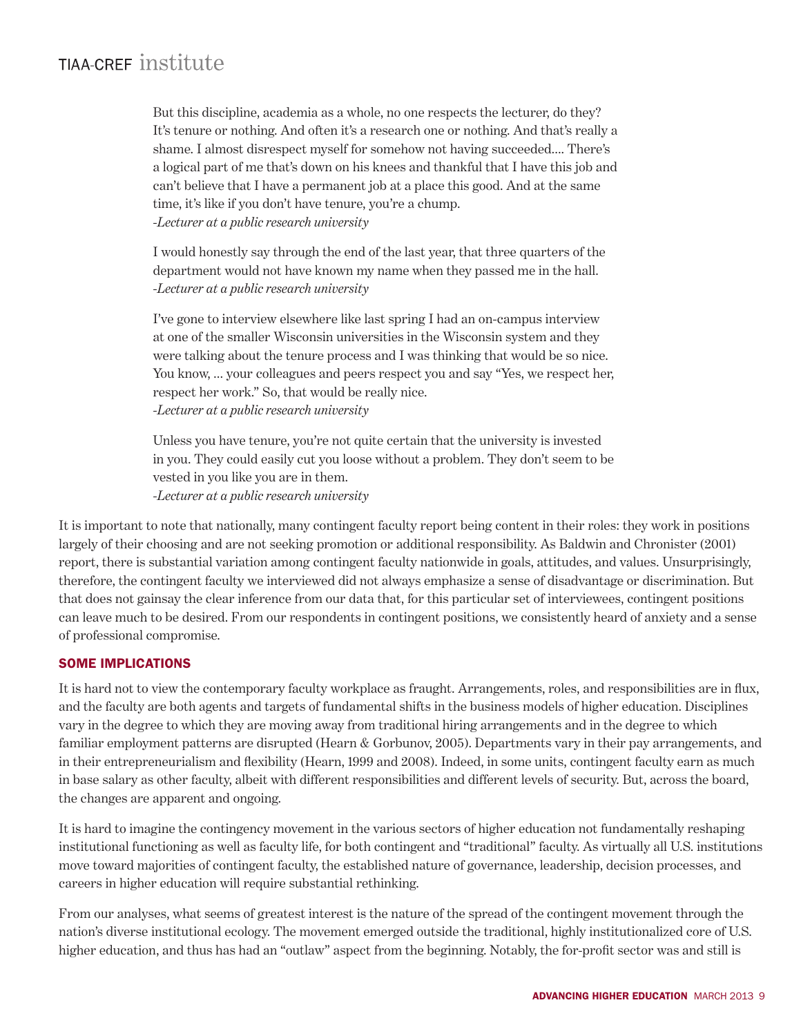> But this discipline, academia as a whole, no one respects the lecturer, do they? It's tenure or nothing. And often it's a research one or nothing. And that's really a shame. I almost disrespect myself for somehow not having succeeded.... There's a logical part of me that's down on his knees and thankful that I have this job and can't believe that I have a permanent job at a place this good. And at the same time, it's like if you don't have tenure, you're a chump.
> *-Lecturer at a public research university*

> I would honestly say through the end of the last year, that three quarters of the department would not have known my name when they passed me in the hall.
> *-Lecturer at a public research university*

> I've gone to interview elsewhere like last spring I had an on-campus interview at one of the smaller Wisconsin universities in the Wisconsin system and they were talking about the tenure process and I was thinking that would be so nice. You know, ... your colleagues and peers respect you and say "Yes, we respect her, respect her work." So, that would be really nice.
> *-Lecturer at a public research university*

> Unless you have tenure, you're not quite certain that the university is invested in you. They could easily cut you loose without a problem. They don't seem to be vested in you like you are in them.
> *-Lecturer at a public research university*

It is important to note that nationally, many contingent faculty report being content in their roles: they work in positions largely of their choosing and are not seeking promotion or additional responsibility. As Baldwin and Chronister (2001) report, there is substantial variation among contingent faculty nationwide in goals, attitudes, and values. Unsurprisingly, therefore, the contingent faculty we interviewed did not always emphasize a sense of disadvantage or discrimination. But that does not gainsay the clear inference from our data that, for this particular set of interviewees, contingent positions can leave much to be desired. From our respondents in contingent positions, we consistently heard of anxiety and a sense of professional compromise.

## SOME IMPLICATIONS

It is hard not to view the contemporary faculty workplace as fraught. Arrangements, roles, and responsibilities are in flux, and the faculty are both agents and targets of fundamental shifts in the business models of higher education. Disciplines vary in the degree to which they are moving away from traditional hiring arrangements and in the degree to which familiar employment patterns are disrupted (Hearn & Gorbunov, 2005). Departments vary in their pay arrangements, and in their entrepreneurialism and flexibility (Hearn, 1999 and 2008). Indeed, in some units, contingent faculty earn as much in base salary as other faculty, albeit with different responsibilities and different levels of security. But, across the board, the changes are apparent and ongoing.

It is hard to imagine the contingency movement in the various sectors of higher education not fundamentally reshaping institutional functioning as well as faculty life, for both contingent and "traditional" faculty. As virtually all U.S. institutions move toward majorities of contingent faculty, the established nature of governance, leadership, decision processes, and careers in higher education will require substantial rethinking.

From our analyses, what seems of greatest interest is the nature of the spread of the contingent movement through the nation's diverse institutional ecology. The movement emerged outside the traditional, highly institutionalized core of U.S. higher education, and thus has had an "outlaw" aspect from the beginning. Notably, the for-profit sector was and still is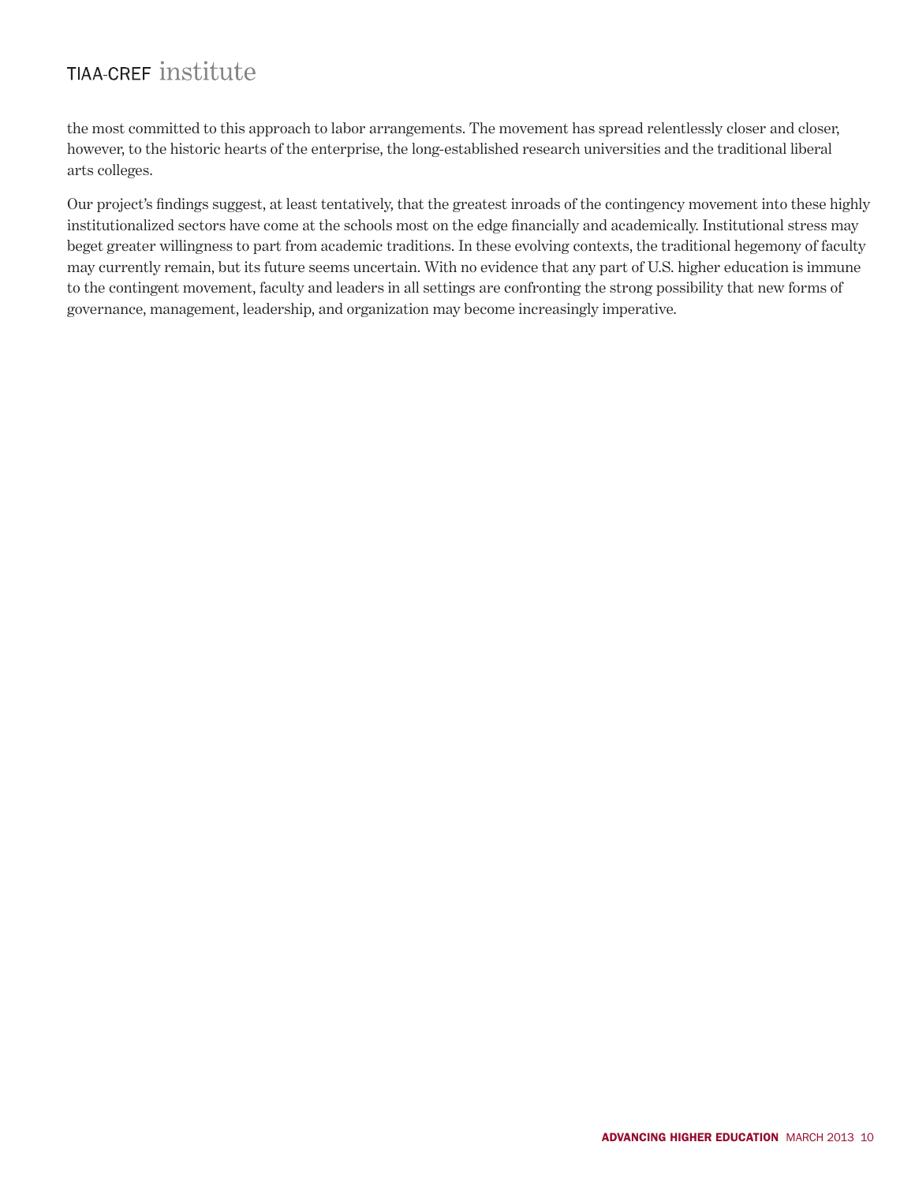the most committed to this approach to labor arrangements. The movement has spread relentlessly closer and closer, however, to the historic hearts of the enterprise, the long-established research universities and the traditional liberal arts colleges.

Our project's findings suggest, at least tentatively, that the greatest inroads of the contingency movement into these highly institutionalized sectors have come at the schools most on the edge financially and academically. Institutional stress may beget greater willingness to part from academic traditions. In these evolving contexts, the traditional hegemony of faculty may currently remain, but its future seems uncertain. With no evidence that any part of U.S. higher education is immune to the contingent movement, faculty and leaders in all settings are confronting the strong possibility that new forms of governance, management, leadership, and organization may become increasingly imperative.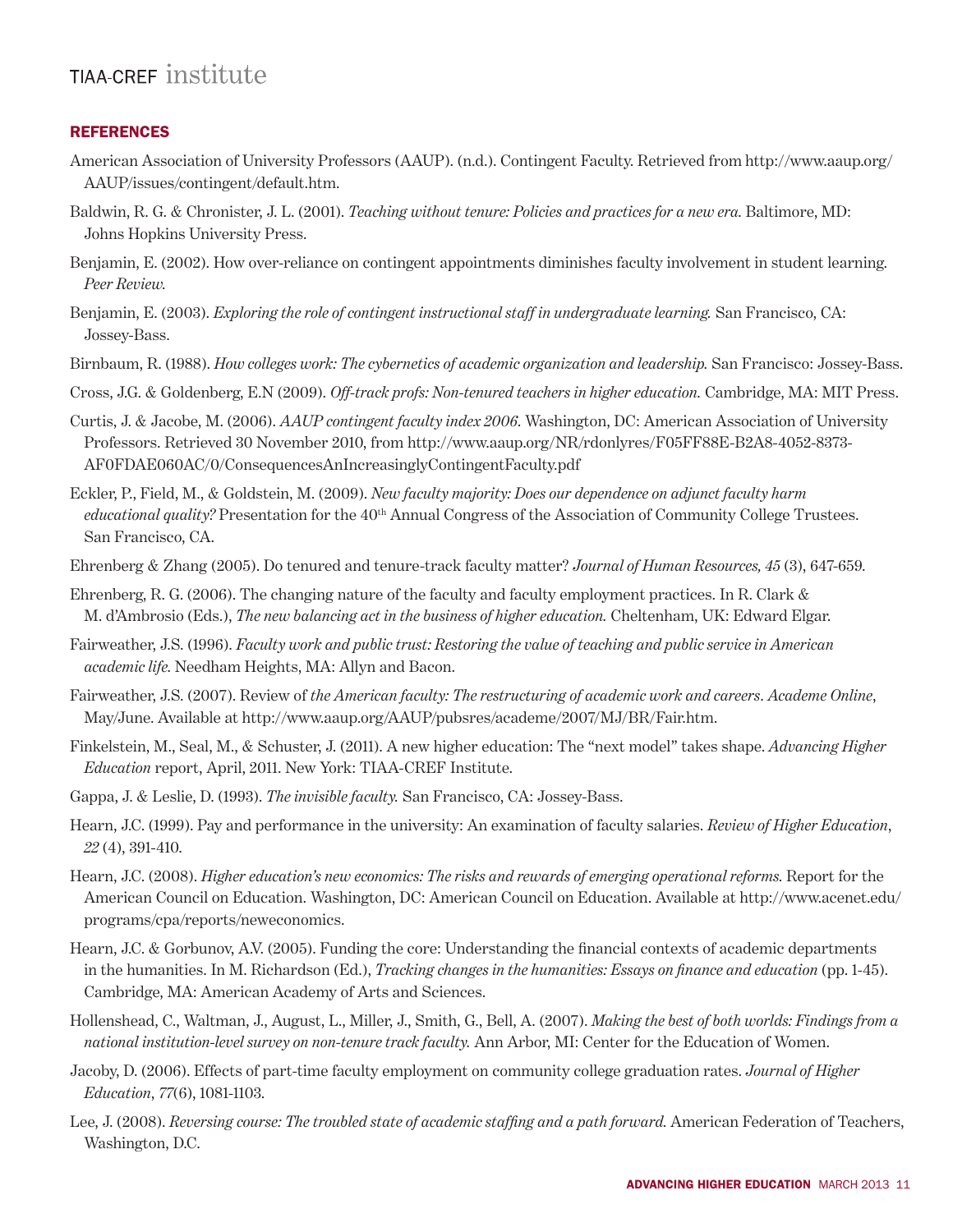## REFERENCES

American Association of University Professors (AAUP). (n.d.). Contingent Faculty. Retrieved from http://www.aaup.org/AAUP/issues/contingent/default.htm.

Baldwin, R. G. & Chronister, J. L. (2001). *Teaching without tenure: Policies and practices for a new era.* Baltimore, MD: Johns Hopkins University Press.

Benjamin, E. (2002). How over-reliance on contingent appointments diminishes faculty involvement in student learning. *Peer Review.*

Benjamin, E. (2003). *Exploring the role of contingent instructional staff in undergraduate learning.* San Francisco, CA: Jossey-Bass.

Birnbaum, R. (1988). *How colleges work: The cybernetics of academic organization and leadership.* San Francisco: Jossey-Bass.

Cross, J.G. & Goldenberg, E.N (2009). *Off-track profs: Non-tenured teachers in higher education.* Cambridge, MA: MIT Press.

Curtis, J. & Jacobe, M. (2006). *AAUP contingent faculty index 2006.* Washington, DC: American Association of University Professors. Retrieved 30 November 2010, from http://www.aaup.org/NR/rdonlyres/F05FF88E-B2A8-4052-8373-AF0FDAE060AC/0/ConsequencesAnIncreasinglyContingentFaculty.pdf

Eckler, P., Field, M., & Goldstein, M. (2009). *New faculty majority: Does our dependence on adjunct faculty harm educational quality?* Presentation for the 40th Annual Congress of the Association of Community College Trustees. San Francisco, CA.

Ehrenberg & Zhang (2005). Do tenured and tenure-track faculty matter? *Journal of Human Resources, 45* (3), 647-659.

Ehrenberg, R. G. (2006). The changing nature of the faculty and faculty employment practices. In R. Clark & M. d'Ambrosio (Eds.), *The new balancing act in the business of higher education.* Cheltenham, UK: Edward Elgar.

Fairweather, J.S. (1996). *Faculty work and public trust: Restoring the value of teaching and public service in American academic life.* Needham Heights, MA: Allyn and Bacon.

Fairweather, J.S. (2007). Review of *the American faculty: The restructuring of academic work and careers*. *Academe Online*, May/June. Available at http://www.aaup.org/AAUP/pubsres/academe/2007/MJ/BR/Fair.htm.

Finkelstein, M., Seal, M., & Schuster, J. (2011). A new higher education: The "next model" takes shape. *Advancing Higher Education* report, April, 2011. New York: TIAA-CREF Institute.

Gappa, J. & Leslie, D. (1993). *The invisible faculty.* San Francisco, CA: Jossey-Bass.

Hearn, J.C. (1999). Pay and performance in the university: An examination of faculty salaries. *Review of Higher Education*, *22* (4), 391-410.

Hearn, J.C. (2008). *Higher education's new economics: The risks and rewards of emerging operational reforms.* Report for the American Council on Education. Washington, DC: American Council on Education. Available at http://www.acenet.edu/programs/cpa/reports/neweconomics.

Hearn, J.C. & Gorbunov, A.V. (2005). Funding the core: Understanding the financial contexts of academic departments in the humanities. In M. Richardson (Ed.), *Tracking changes in the humanities: Essays on finance and education* (pp. 1-45). Cambridge, MA: American Academy of Arts and Sciences.

Hollenshead, C., Waltman, J., August, L., Miller, J., Smith, G., Bell, A. (2007). *Making the best of both worlds: Findings from a national institution-level survey on non-tenure track faculty.* Ann Arbor, MI: Center for the Education of Women.

Jacoby, D. (2006). Effects of part-time faculty employment on community college graduation rates. *Journal of Higher Education*, *77*(6), 1081-1103.

Lee, J. (2008). *Reversing course: The troubled state of academic staffing and a path forward.* American Federation of Teachers, Washington, D.C.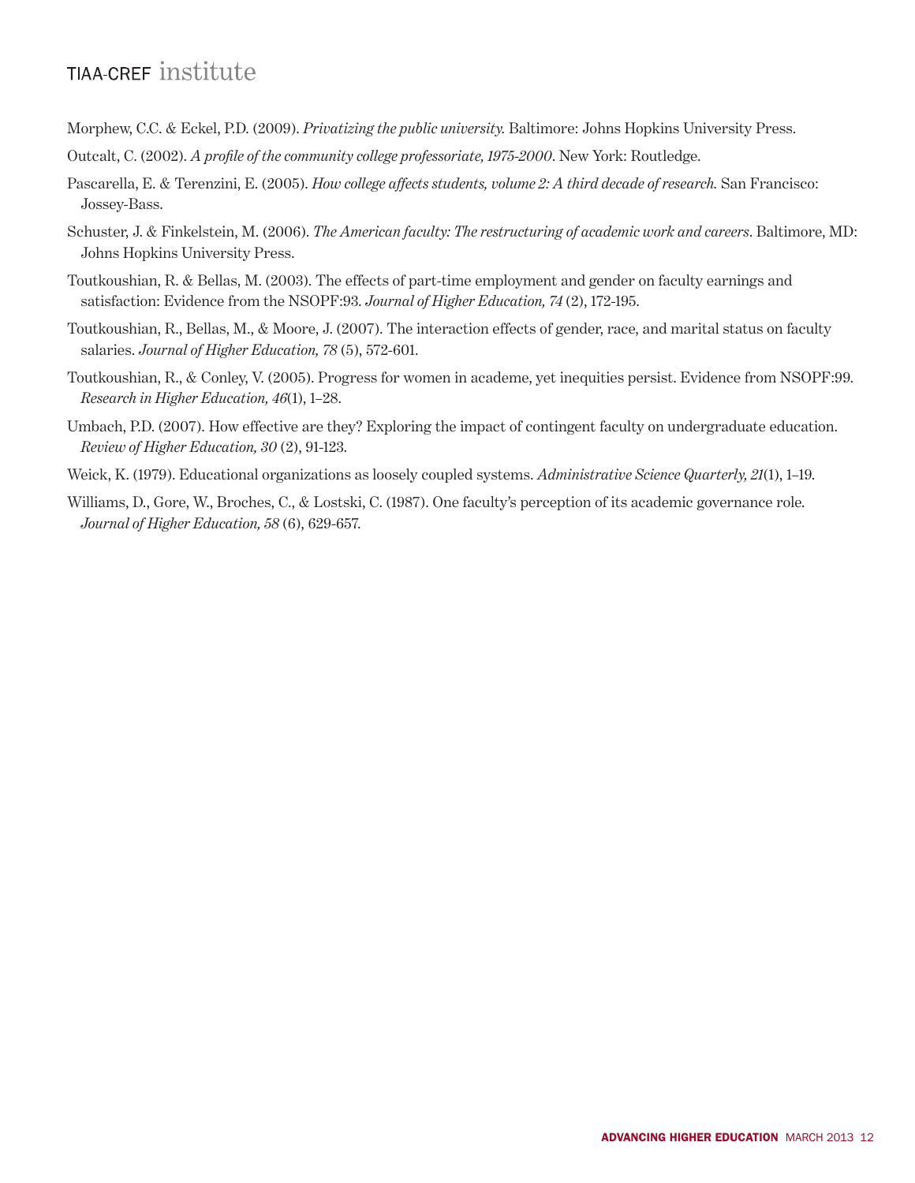Morphew, C.C. & Eckel, P.D. (2009). *Privatizing the public university.* Baltimore: Johns Hopkins University Press.

Outcalt, C. (2002). *A profile of the community college professoriate, 1975-2000*. New York: Routledge.

Pascarella, E. & Terenzini, E. (2005). *How college affects students, volume 2: A third decade of research.* San Francisco: Jossey-Bass.

Schuster, J. & Finkelstein, M. (2006). *The American faculty: The restructuring of academic work and careers*. Baltimore, MD: Johns Hopkins University Press.

Toutkoushian, R. & Bellas, M. (2003). The effects of part-time employment and gender on faculty earnings and satisfaction: Evidence from the NSOPF:93. *Journal of Higher Education, 74* (2), 172-195.

Toutkoushian, R., Bellas, M., & Moore, J. (2007). The interaction effects of gender, race, and marital status on faculty salaries. *Journal of Higher Education, 78* (5), 572-601.

Toutkoushian, R., & Conley, V. (2005). Progress for women in academe, yet inequities persist. Evidence from NSOPF:99. *Research in Higher Education, 46*(1), 1–28.

Umbach, P.D. (2007). How effective are they? Exploring the impact of contingent faculty on undergraduate education. *Review of Higher Education, 30* (2), 91-123.

Weick, K. (1979). Educational organizations as loosely coupled systems. *Administrative Science Quarterly, 21*(1), 1–19.

Williams, D., Gore, W., Broches, C., & Lostski, C. (1987). One faculty's perception of its academic governance role. *Journal of Higher Education, 58* (6), 629-657.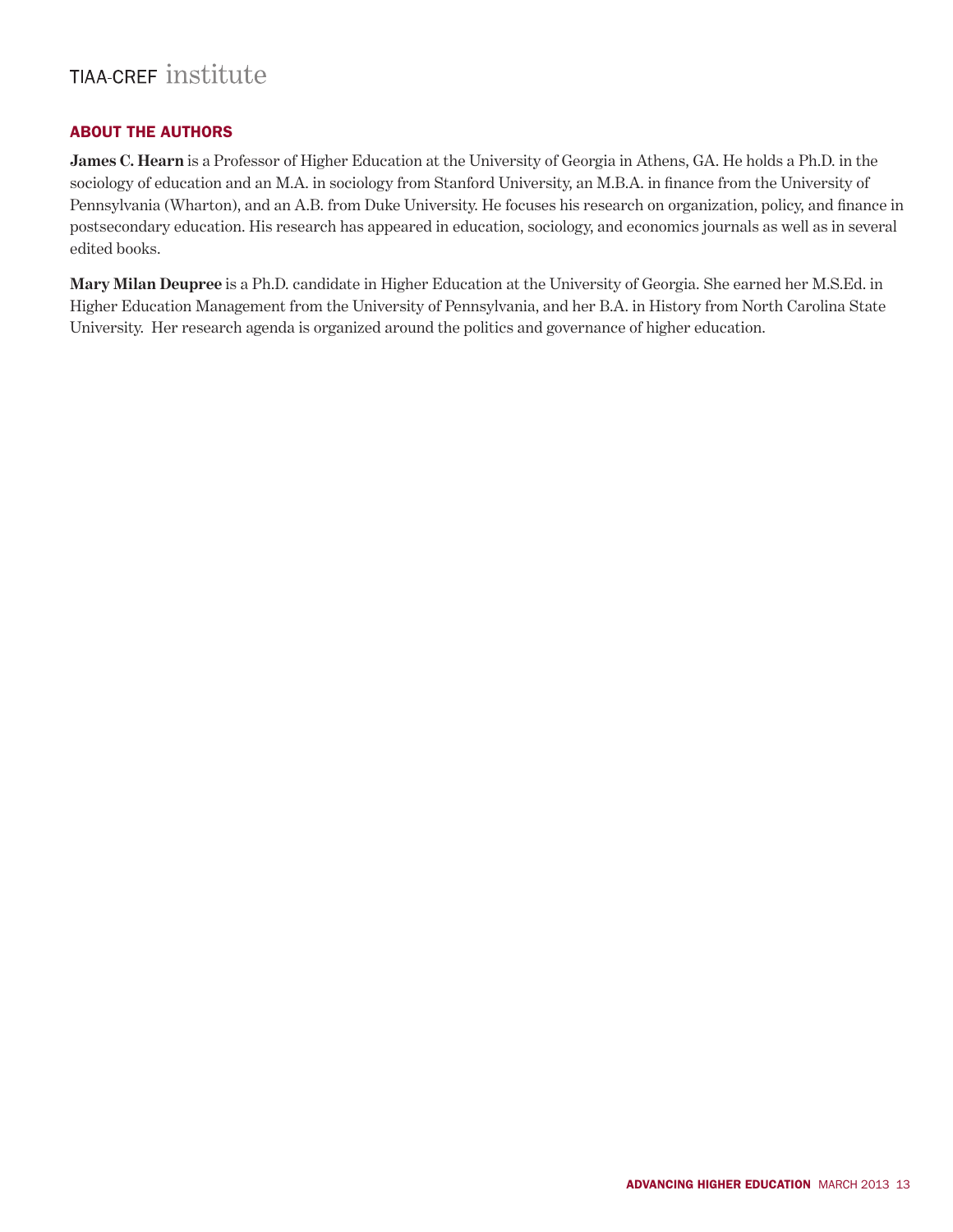## ABOUT THE AUTHORS

**James C. Hearn** is a Professor of Higher Education at the University of Georgia in Athens, GA. He holds a Ph.D. in the sociology of education and an M.A. in sociology from Stanford University, an M.B.A. in finance from the University of Pennsylvania (Wharton), and an A.B. from Duke University. He focuses his research on organization, policy, and finance in postsecondary education. His research has appeared in education, sociology, and economics journals as well as in several edited books.

**Mary Milan Deupree** is a Ph.D. candidate in Higher Education at the University of Georgia. She earned her M.S.Ed. in Higher Education Management from the University of Pennsylvania, and her B.A. in History from North Carolina State University. Her research agenda is organized around the politics and governance of higher education.